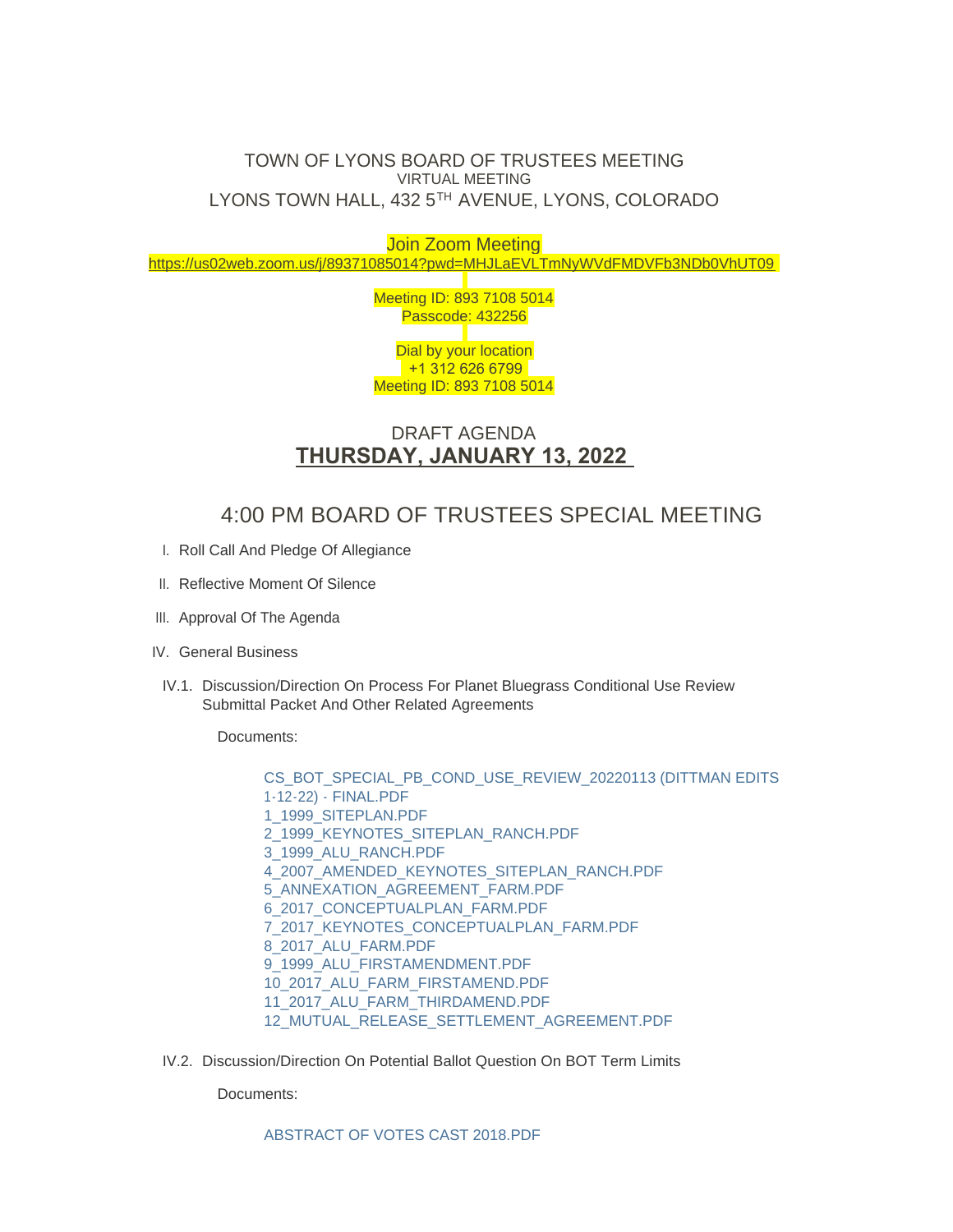# TOWN OF LYONS BOARD OF TRUSTEES MEETING

VIRTUAL MEETING

LYONS TOWN HALL, 432 5TH AVENUE, LYONS, COLORADO

Join Zoom Meeting

https://us02web.zoom.us/j/89371085014?pwd=MHJLaEVLTmNyWVdFMDVFb3NDb0VhUT09

Meeting ID: 893 7108 5014
Passcode: 432256

Dial by your location
+1 312 626 6799
Meeting ID: 893 7108 5014

## DRAFT AGENDA

## **THURSDAY, JANUARY 13, 2022**

## 4:00 PM BOARD OF TRUSTEES SPECIAL MEETING

I. Roll Call And Pledge Of Allegiance

II. Reflective Moment Of Silence

III. Approval Of The Agenda

IV. General Business

IV.1. Discussion/Direction On Process For Planet Bluegrass Conditional Use Review Submittal Packet And Other Related Agreements

Documents:

- CS_BOT_SPECIAL_PB_COND_USE_REVIEW_20220113 (DITTMAN EDITS 1-12-22) - FINAL.PDF
- 1_1999_SITEPLAN.PDF
- 2_1999_KEYNOTES_SITEPLAN_RANCH.PDF
- 3_1999_ALU_RANCH.PDF
- 4_2007_AMENDED_KEYNOTES_SITEPLAN_RANCH.PDF
- 5_ANNEXATION_AGREEMENT_FARM.PDF
- 6_2017_CONCEPTUALPLAN_FARM.PDF
- 7_2017_KEYNOTES_CONCEPTUALPLAN_FARM.PDF
- 8_2017_ALU_FARM.PDF
- 9_1999_ALU_FIRSTAMENDMENT.PDF
- 10_2017_ALU_FARM_FIRSTAMEND.PDF
- 11_2017_ALU_FARM_THIRDAMEND.PDF
- 12_MUTUAL_RELEASE_SETTLEMENT_AGREEMENT.PDF

IV.2. Discussion/Direction On Potential Ballot Question On BOT Term Limits

Documents:

- ABSTRACT OF VOTES CAST 2018.PDF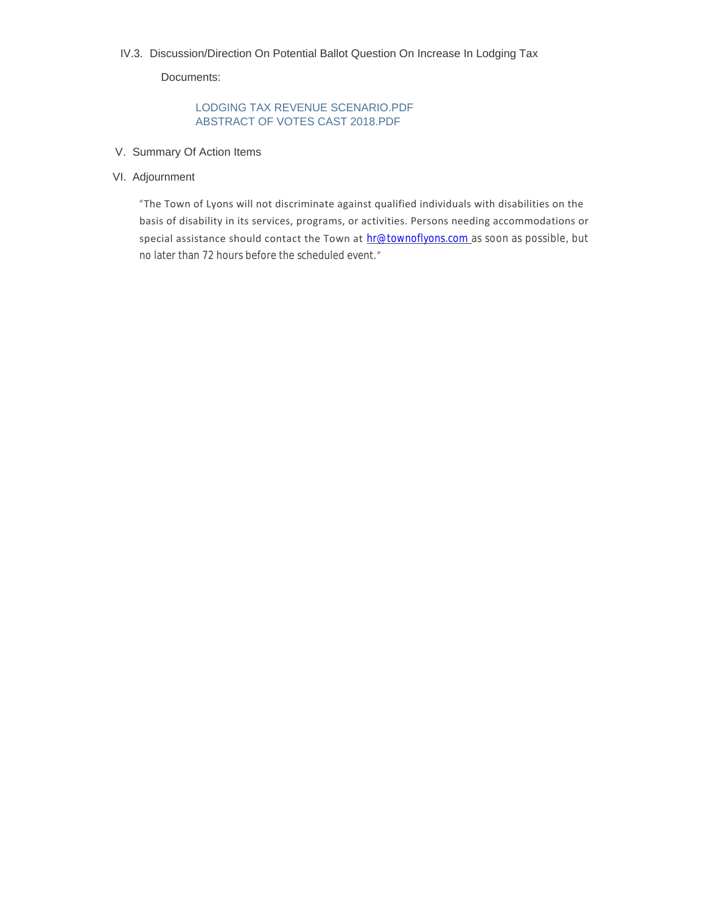IV.3. Discussion/Direction On Potential Ballot Question On Increase In Lodging Tax

Documents:

LODGING TAX REVENUE SCENARIO.PDF
ABSTRACT OF VOTES CAST 2018.PDF

V. Summary Of Action Items

VI. Adjournment

"The Town of Lyons will not discriminate against qualified individuals with disabilities on the basis of disability in its services, programs, or activities. Persons needing accommodations or special assistance should contact the Town at hr@townoflyons.com as soon as possible, but no later than 72 hours before the scheduled event."